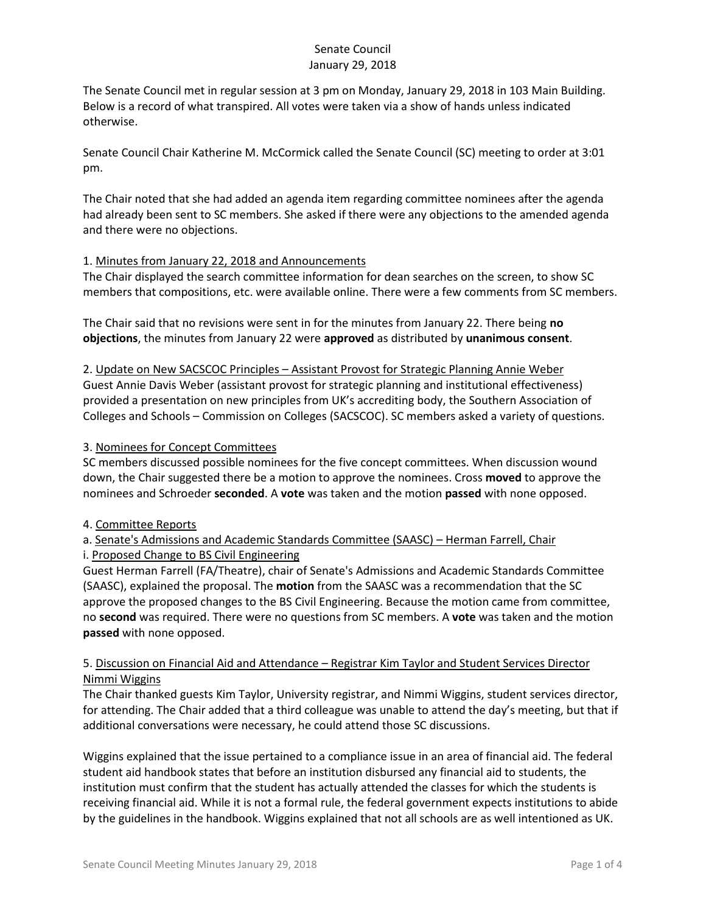# Senate Council
## January 29, 2018

The Senate Council met in regular session at 3 pm on Monday, January 29, 2018 in 103 Main Building. Below is a record of what transpired. All votes were taken via a show of hands unless indicated otherwise.

Senate Council Chair Katherine M. McCormick called the Senate Council (SC) meeting to order at 3:01 pm.

The Chair noted that she had added an agenda item regarding committee nominees after the agenda had already been sent to SC members. She asked if there were any objections to the amended agenda and there were no objections.

1. <u>Minutes from January 22, 2018 and Announcements</u>

The Chair displayed the search committee information for dean searches on the screen, to show SC members that compositions, etc. were available online. There were a few comments from SC members.

The Chair said that no revisions were sent in for the minutes from January 22. There being **no objections**, the minutes from January 22 were **approved** as distributed by **unanimous consent**.

2. <u>Update on New SACSCOC Principles – Assistant Provost for Strategic Planning Annie Weber</u>

Guest Annie Davis Weber (assistant provost for strategic planning and institutional effectiveness) provided a presentation on new principles from UK's accrediting body, the Southern Association of Colleges and Schools – Commission on Colleges (SACSCOC). SC members asked a variety of questions.

3. <u>Nominees for Concept Committees</u>

SC members discussed possible nominees for the five concept committees. When discussion wound down, the Chair suggested there be a motion to approve the nominees. Cross **moved** to approve the nominees and Schroeder **seconded**. A **vote** was taken and the motion **passed** with none opposed.

4. <u>Committee Reports</u>

a. <u>Senate's Admissions and Academic Standards Committee (SAASC) – Herman Farrell, Chair</u>

i. <u>Proposed Change to BS Civil Engineering</u>

Guest Herman Farrell (FA/Theatre), chair of Senate's Admissions and Academic Standards Committee (SAASC), explained the proposal. The **motion** from the SAASC was a recommendation that the SC approve the proposed changes to the BS Civil Engineering. Because the motion came from committee, no **second** was required. There were no questions from SC members. A **vote** was taken and the motion **passed** with none opposed.

5. <u>Discussion on Financial Aid and Attendance – Registrar Kim Taylor and Student Services Director Nimmi Wiggins</u>

The Chair thanked guests Kim Taylor, University registrar, and Nimmi Wiggins, student services director, for attending. The Chair added that a third colleague was unable to attend the day's meeting, but that if additional conversations were necessary, he could attend those SC discussions.

Wiggins explained that the issue pertained to a compliance issue in an area of financial aid. The federal student aid handbook states that before an institution disbursed any financial aid to students, the institution must confirm that the student has actually attended the classes for which the students is receiving financial aid. While it is not a formal rule, the federal government expects institutions to abide by the guidelines in the handbook. Wiggins explained that not all schools are as well intentioned as UK.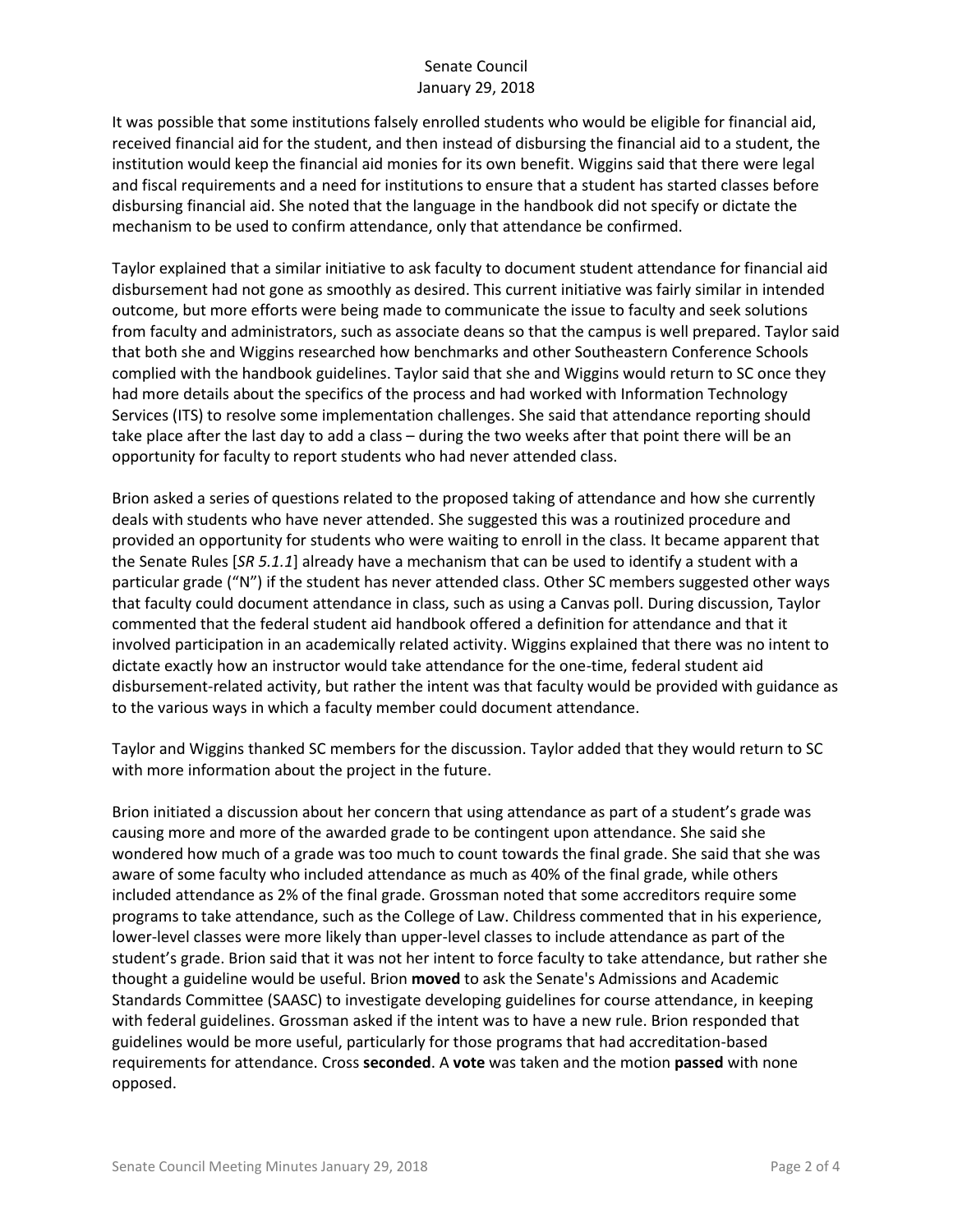It was possible that some institutions falsely enrolled students who would be eligible for financial aid, received financial aid for the student, and then instead of disbursing the financial aid to a student, the institution would keep the financial aid monies for its own benefit. Wiggins said that there were legal and fiscal requirements and a need for institutions to ensure that a student has started classes before disbursing financial aid. She noted that the language in the handbook did not specify or dictate the mechanism to be used to confirm attendance, only that attendance be confirmed.

Taylor explained that a similar initiative to ask faculty to document student attendance for financial aid disbursement had not gone as smoothly as desired. This current initiative was fairly similar in intended outcome, but more efforts were being made to communicate the issue to faculty and seek solutions from faculty and administrators, such as associate deans so that the campus is well prepared. Taylor said that both she and Wiggins researched how benchmarks and other Southeastern Conference Schools complied with the handbook guidelines. Taylor said that she and Wiggins would return to SC once they had more details about the specifics of the process and had worked with Information Technology Services (ITS) to resolve some implementation challenges. She said that attendance reporting should take place after the last day to add a class – during the two weeks after that point there will be an opportunity for faculty to report students who had never attended class.

Brion asked a series of questions related to the proposed taking of attendance and how she currently deals with students who have never attended. She suggested this was a routinized procedure and provided an opportunity for students who were waiting to enroll in the class. It became apparent that the Senate Rules [*SR 5.1.1*] already have a mechanism that can be used to identify a student with a particular grade ("N") if the student has never attended class. Other SC members suggested other ways that faculty could document attendance in class, such as using a Canvas poll. During discussion, Taylor commented that the federal student aid handbook offered a definition for attendance and that it involved participation in an academically related activity. Wiggins explained that there was no intent to dictate exactly how an instructor would take attendance for the one-time, federal student aid disbursement-related activity, but rather the intent was that faculty would be provided with guidance as to the various ways in which a faculty member could document attendance.

Taylor and Wiggins thanked SC members for the discussion. Taylor added that they would return to SC with more information about the project in the future.

Brion initiated a discussion about her concern that using attendance as part of a student's grade was causing more and more of the awarded grade to be contingent upon attendance. She said she wondered how much of a grade was too much to count towards the final grade. She said that she was aware of some faculty who included attendance as much as 40% of the final grade, while others included attendance as 2% of the final grade. Grossman noted that some accreditors require some programs to take attendance, such as the College of Law. Childress commented that in his experience, lower-level classes were more likely than upper-level classes to include attendance as part of the student's grade. Brion said that it was not her intent to force faculty to take attendance, but rather she thought a guideline would be useful. Brion **moved** to ask the Senate's Admissions and Academic Standards Committee (SAASC) to investigate developing guidelines for course attendance, in keeping with federal guidelines. Grossman asked if the intent was to have a new rule. Brion responded that guidelines would be more useful, particularly for those programs that had accreditation-based requirements for attendance. Cross **seconded**. A **vote** was taken and the motion **passed** with none opposed.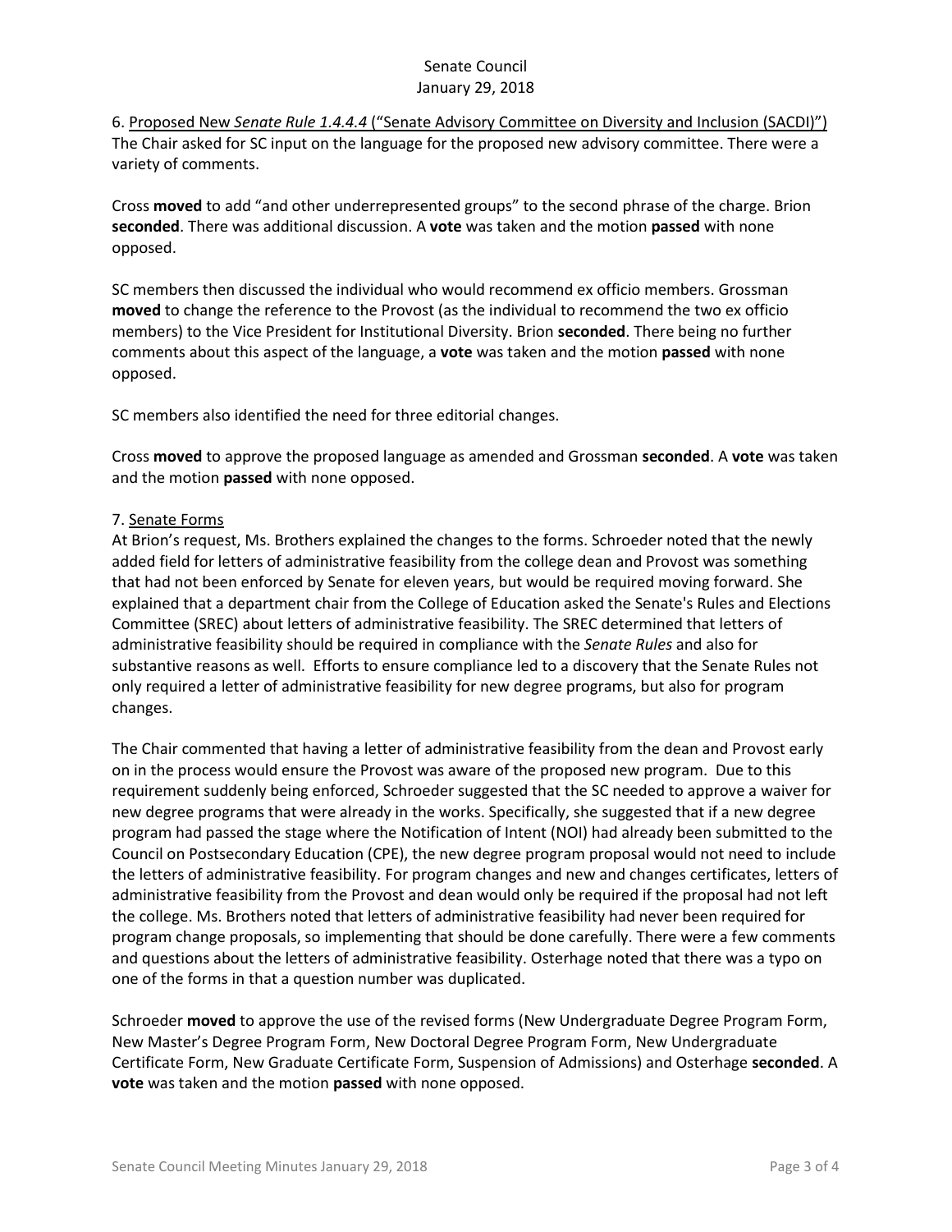6. Proposed New *Senate Rule 1.4.4.4* ("Senate Advisory Committee on Diversity and Inclusion (SACDI)")
The Chair asked for SC input on the language for the proposed new advisory committee. There were a variety of comments.

Cross **moved** to add "and other underrepresented groups" to the second phrase of the charge. Brion **seconded**. There was additional discussion. A **vote** was taken and the motion **passed** with none opposed.

SC members then discussed the individual who would recommend ex officio members. Grossman **moved** to change the reference to the Provost (as the individual to recommend the two ex officio members) to the Vice President for Institutional Diversity. Brion **seconded**. There being no further comments about this aspect of the language, a **vote** was taken and the motion **passed** with none opposed.

SC members also identified the need for three editorial changes.

Cross **moved** to approve the proposed language as amended and Grossman **seconded**. A **vote** was taken and the motion **passed** with none opposed.

7. Senate Forms
At Brion's request, Ms. Brothers explained the changes to the forms. Schroeder noted that the newly added field for letters of administrative feasibility from the college dean and Provost was something that had not been enforced by Senate for eleven years, but would be required moving forward. She explained that a department chair from the College of Education asked the Senate's Rules and Elections Committee (SREC) about letters of administrative feasibility. The SREC determined that letters of administrative feasibility should be required in compliance with the *Senate Rules* and also for substantive reasons as well. Efforts to ensure compliance led to a discovery that the Senate Rules not only required a letter of administrative feasibility for new degree programs, but also for program changes.

The Chair commented that having a letter of administrative feasibility from the dean and Provost early on in the process would ensure the Provost was aware of the proposed new program. Due to this requirement suddenly being enforced, Schroeder suggested that the SC needed to approve a waiver for new degree programs that were already in the works. Specifically, she suggested that if a new degree program had passed the stage where the Notification of Intent (NOI) had already been submitted to the Council on Postsecondary Education (CPE), the new degree program proposal would not need to include the letters of administrative feasibility. For program changes and new and changes certificates, letters of administrative feasibility from the Provost and dean would only be required if the proposal had not left the college. Ms. Brothers noted that letters of administrative feasibility had never been required for program change proposals, so implementing that should be done carefully. There were a few comments and questions about the letters of administrative feasibility. Osterhage noted that there was a typo on one of the forms in that a question number was duplicated.

Schroeder **moved** to approve the use of the revised forms (New Undergraduate Degree Program Form, New Master's Degree Program Form, New Doctoral Degree Program Form, New Undergraduate Certificate Form, New Graduate Certificate Form, Suspension of Admissions) and Osterhage **seconded**. A **vote** was taken and the motion **passed** with none opposed.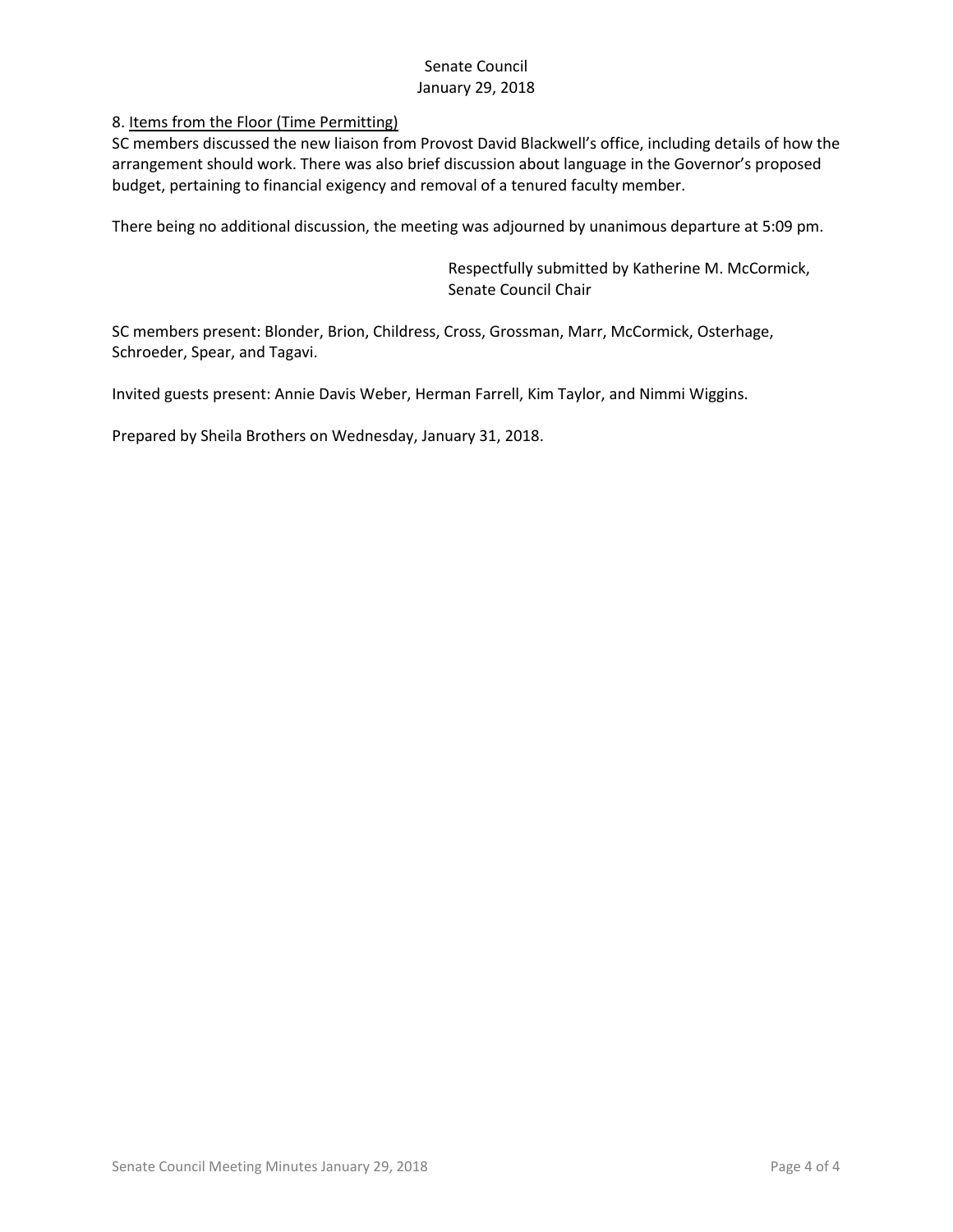8. Items from the Floor (Time Permitting)

SC members discussed the new liaison from Provost David Blackwell's office, including details of how the arrangement should work. There was also brief discussion about language in the Governor's proposed budget, pertaining to financial exigency and removal of a tenured faculty member.

There being no additional discussion, the meeting was adjourned by unanimous departure at 5:09 pm.

Respectfully submitted by Katherine M. McCormick,
Senate Council Chair

SC members present: Blonder, Brion, Childress, Cross, Grossman, Marr, McCormick, Osterhage, Schroeder, Spear, and Tagavi.

Invited guests present: Annie Davis Weber, Herman Farrell, Kim Taylor, and Nimmi Wiggins.

Prepared by Sheila Brothers on Wednesday, January 31, 2018.